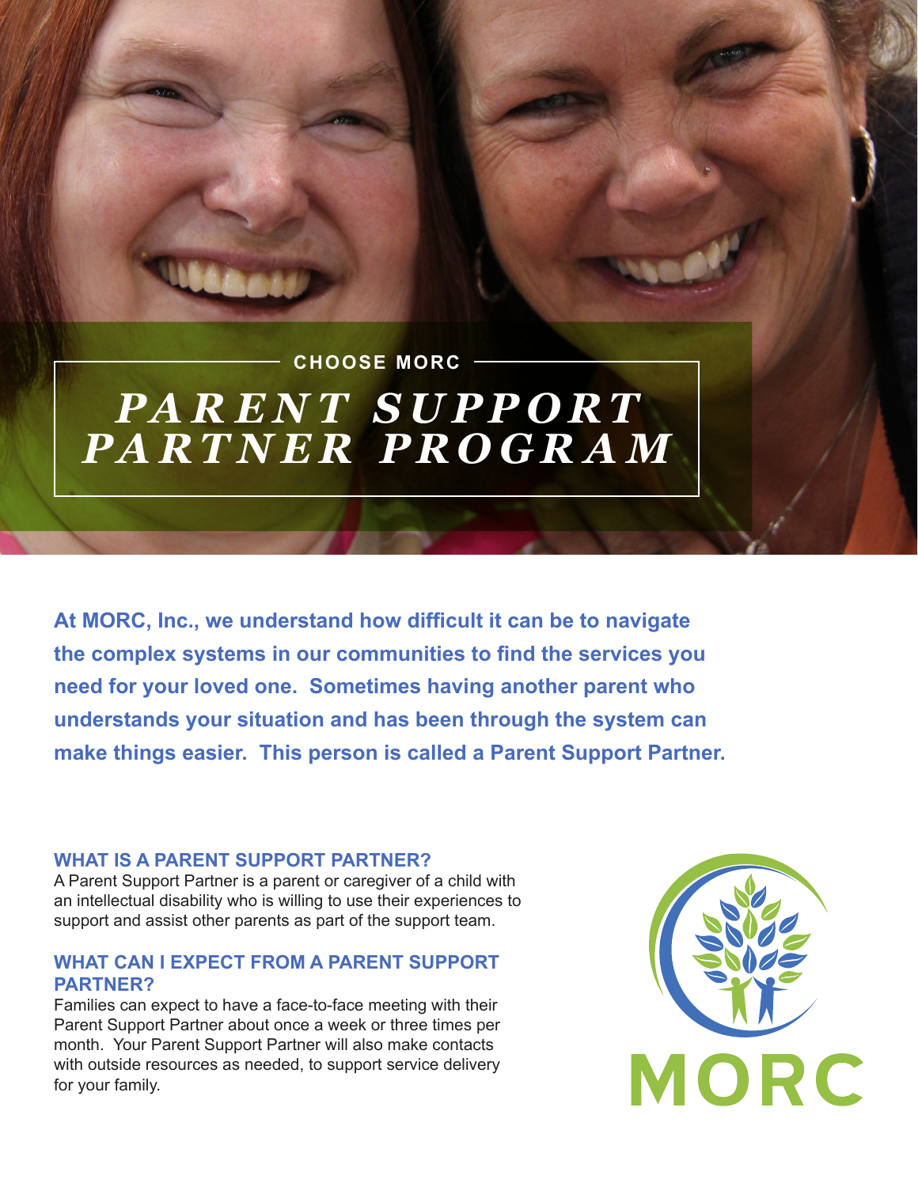CHOOSE MORC

# *PARENT SUPPORT PARTNER PROGRAM*

**At MORC, Inc., we understand how difficult it can be to navigate the complex systems in our communities to find the services you need for your loved one. Sometimes having another parent who understands your situation and has been through the system can make things easier. This person is called a Parent Support Partner.**

## WHAT IS A PARENT SUPPORT PARTNER?

A Parent Support Partner is a parent or caregiver of a child with an intellectual disability who is willing to use their experiences to support and assist other parents as part of the support team.

## WHAT CAN I EXPECT FROM A PARENT SUPPORT PARTNER?

Families can expect to have a face-to-face meeting with their Parent Support Partner about once a week or three times per month. Your Parent Support Partner will also make contacts with outside resources as needed, to support service delivery for your family.

MORC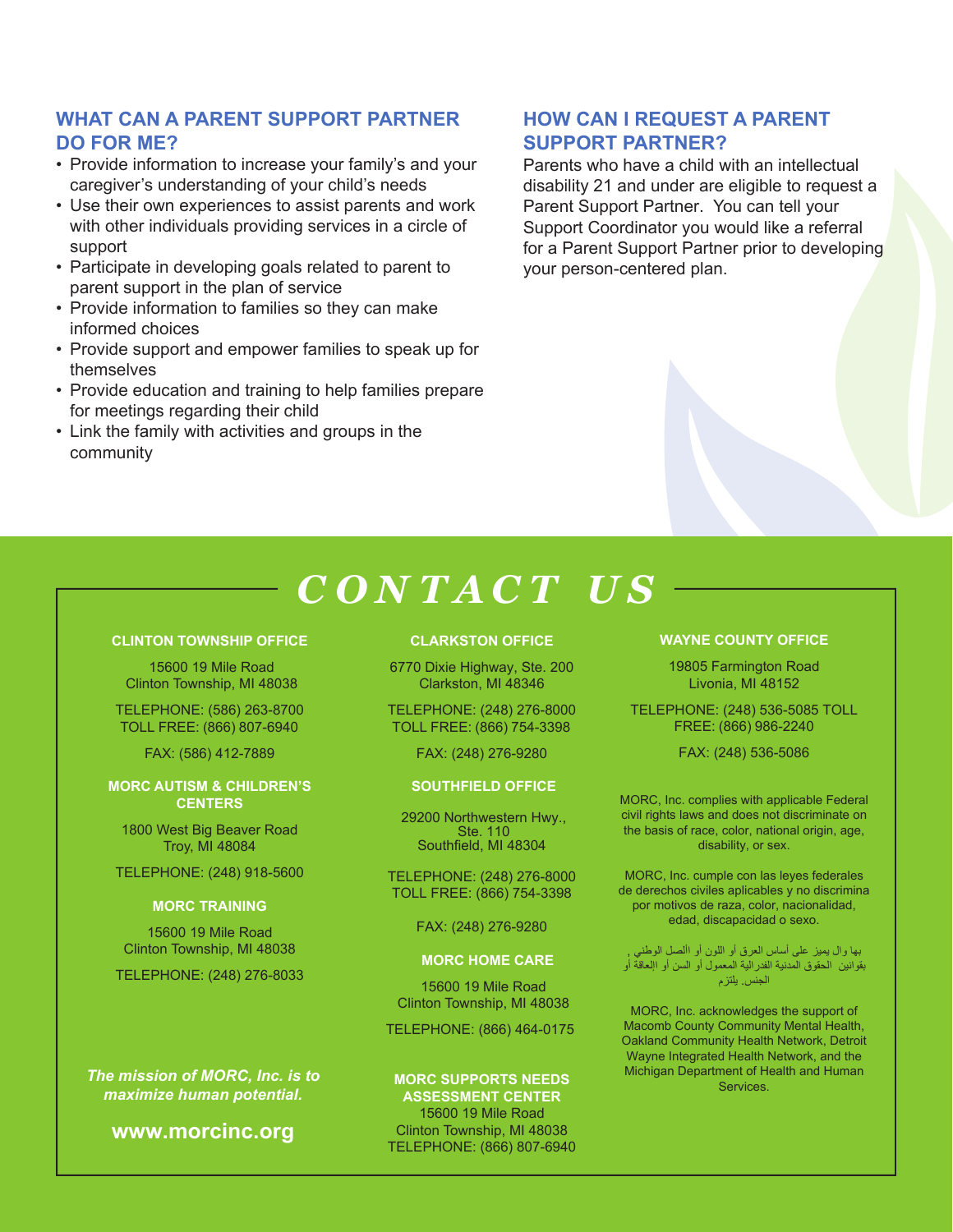## WHAT CAN A PARENT SUPPORT PARTNER DO FOR ME?

- Provide information to increase your family's and your caregiver's understanding of your child's needs
- Use their own experiences to assist parents and work with other individuals providing services in a circle of support
- Participate in developing goals related to parent to parent support in the plan of service
- Provide information to families so they can make informed choices
- Provide support and empower families to speak up for themselves
- Provide education and training to help families prepare for meetings regarding their child
- Link the family with activities and groups in the community

## HOW CAN I REQUEST A PARENT SUPPORT PARTNER?

Parents who have a child with an intellectual disability 21 and under are eligible to request a Parent Support Partner. You can tell your Support Coordinator you would like a referral for a Parent Support Partner prior to developing your person-centered plan.

# *CONTACT US*

**CLINTON TOWNSHIP OFFICE**

15600 19 Mile Road
Clinton Township, MI 48038

TELEPHONE: (586) 263-8700
TOLL FREE: (866) 807-6940

FAX: (586) 412-7889

**MORC AUTISM & CHILDREN'S CENTERS**

1800 West Big Beaver Road
Troy, MI 48084

TELEPHONE: (248) 918-5600

**MORC TRAINING**

15600 19 Mile Road
Clinton Township, MI 48038

TELEPHONE: (248) 276-8033

***The mission of MORC, Inc. is to maximize human potential.***

**www.morcinc.org**

**CLARKSTON OFFICE**

6770 Dixie Highway, Ste. 200
Clarkston, MI 48346

TELEPHONE: (248) 276-8000
TOLL FREE: (866) 754-3398

FAX: (248) 276-9280

**SOUTHFIELD OFFICE**

29200 Northwestern Hwy., Ste. 110
Southfield, MI 48304

TELEPHONE: (248) 276-8000
TOLL FREE: (866) 754-3398

FAX: (248) 276-9280

**MORC HOME CARE**

15600 19 Mile Road
Clinton Township, MI 48038

TELEPHONE: (866) 464-0175

**MORC SUPPORTS NEEDS ASSESSMENT CENTER**

15600 19 Mile Road
Clinton Township, MI 48038
TELEPHONE: (866) 807-6940

**WAYNE COUNTY OFFICE**

19805 Farmington Road
Livonia, MI 48152

TELEPHONE: (248) 536-5085 TOLL FREE: (866) 986-2240

FAX: (248) 536-5086

MORC, Inc. complies with applicable Federal civil rights laws and does not discriminate on the basis of race, color, national origin, age, disability, or sex.

MORC, Inc. cumple con las leyes federales de derechos civiles aplicables y no discrimina por motivos de raza, color, nacionalidad, edad, discapacidad o sexo.

بها وال يميز على أساس العرق أو اللون أو االصل الوطني , بقوانين الحقوق المدنية الفدرالية المعمول أو السن أو اإلعاقة أو الجنس. يلتزم

MORC, Inc. acknowledges the support of Macomb County Community Mental Health, Oakland Community Health Network, Detroit Wayne Integrated Health Network, and the Michigan Department of Health and Human Services.